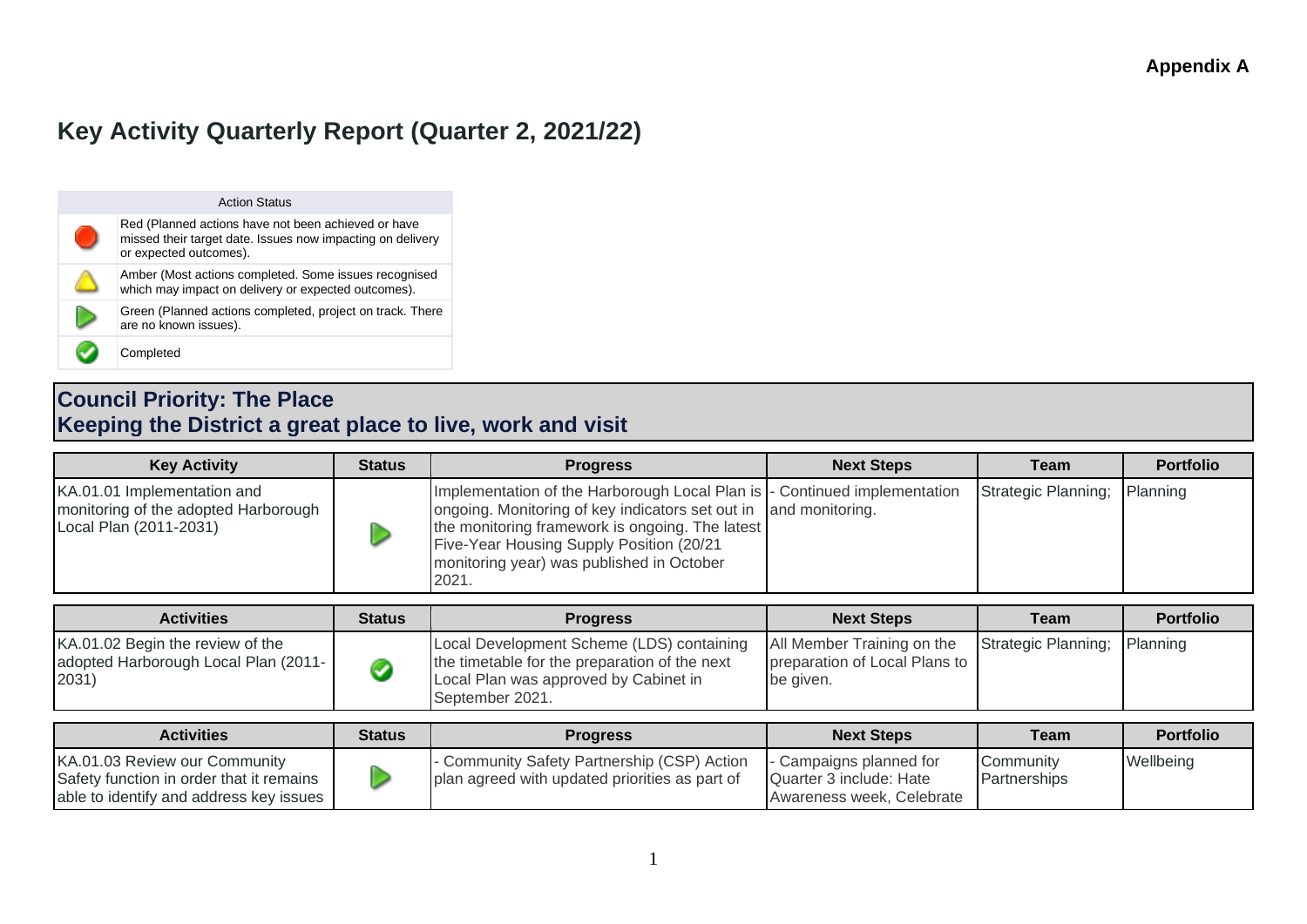**Appendix A**

# Key Activity Quarterly Report (Quarter 2, 2021/22)

| Action Status | |
|---|---|
| Red | Red (Planned actions have not been achieved or have missed their target date. Issues now impacting on delivery or expected outcomes). |
| Amber | Amber (Most actions completed. Some issues recognised which may impact on delivery or expected outcomes). |
| Green | Green (Planned actions completed, project on track. There are no known issues). |
| Completed | Completed |

## Council Priority: The Place
## Keeping the District a great place to live, work and visit

| Key Activity | Status | Progress | Next Steps | Team | Portfolio |
|---|---|---|---|---|---|
| KA.01.01 Implementation and monitoring of the adopted Harborough Local Plan (2011-2031) | Green | Implementation of the Harborough Local Plan is ongoing. Monitoring of key indicators set out in the monitoring framework is ongoing. The latest Five-Year Housing Supply Position (20/21 monitoring year) was published in October 2021. | - Continued implementation and monitoring. | Strategic Planning; | Planning |

| Activities | Status | Progress | Next Steps | Team | Portfolio |
|---|---|---|---|---|---|
| KA.01.02 Begin the review of the adopted Harborough Local Plan (2011-2031) | Completed | Local Development Scheme (LDS) containing the timetable for the preparation of the next Local Plan was approved by Cabinet in September 2021. | All Member Training on the preparation of Local Plans to be given. | Strategic Planning; | Planning |

| Activities | Status | Progress | Next Steps | Team | Portfolio |
|---|---|---|---|---|---|
| KA.01.03 Review our Community Safety function in order that it remains able to identify and address key issues | Green | - Community Safety Partnership (CSP) Action plan agreed with updated priorities as part of | - Campaigns planned for Quarter 3 include: Hate Awareness week, Celebrate | Community Partnerships | Wellbeing |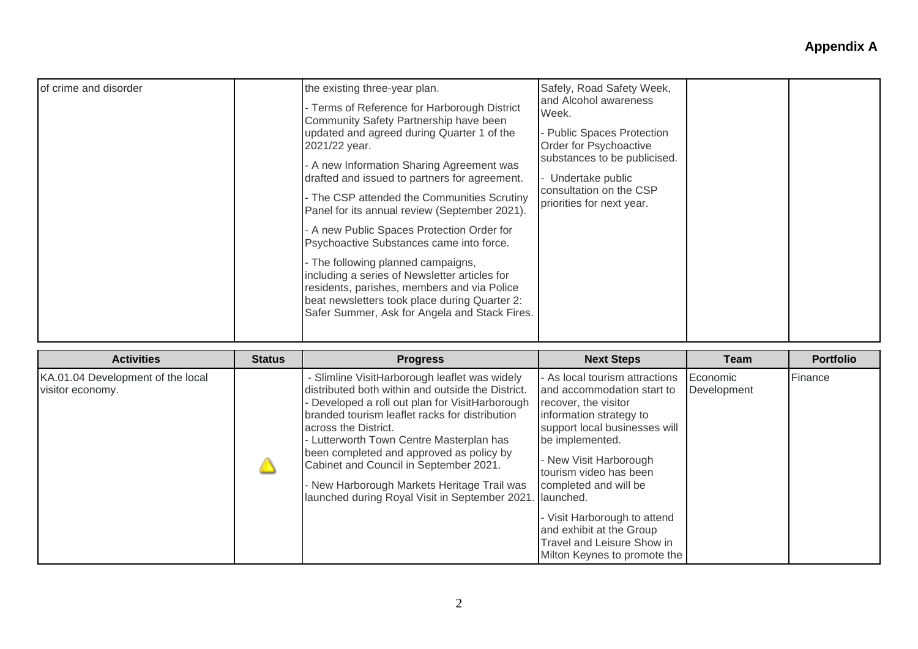**Appendix A**

| Activities | Status | Progress | Next Steps | Team | Portfolio |
|---|---|---|---|---|---|
| of crime and disorder | | the existing three-year plan.<br>- Terms of Reference for Harborough District Community Safety Partnership have been updated and agreed during Quarter 1 of the 2021/22 year.<br>- A new Information Sharing Agreement was drafted and issued to partners for agreement.<br>- The CSP attended the Communities Scrutiny Panel for its annual review (September 2021).<br>- A new Public Spaces Protection Order for Psychoactive Substances came into force.<br>- The following planned campaigns, including a series of Newsletter articles for residents, parishes, members and via Police beat newsletters took place during Quarter 2: Safer Summer, Ask for Angela and Stack Fires. | Safely, Road Safety Week, and Alcohol awareness Week.<br>- Public Spaces Protection Order for Psychoactive substances to be publicised.<br>- Undertake public consultation on the CSP priorities for next year. | | |
| KA.01.04 Development of the local visitor economy. | ⚠ | - Slimline VisitHarborough leaflet was widely distributed both within and outside the District.<br>- Developed a roll out plan for VisitHarborough branded tourism leaflet racks for distribution across the District.<br>- Lutterworth Town Centre Masterplan has been completed and approved as policy by Cabinet and Council in September 2021.<br>- New Harborough Markets Heritage Trail was launched during Royal Visit in September 2021. | - As local tourism attractions and accommodation start to recover, the visitor information strategy to support local businesses will be implemented.<br>- New Visit Harborough tourism video has been completed and will be launched.<br>- Visit Harborough to attend and exhibit at the Group Travel and Leisure Show in Milton Keynes to promote the | Economic Development | Finance |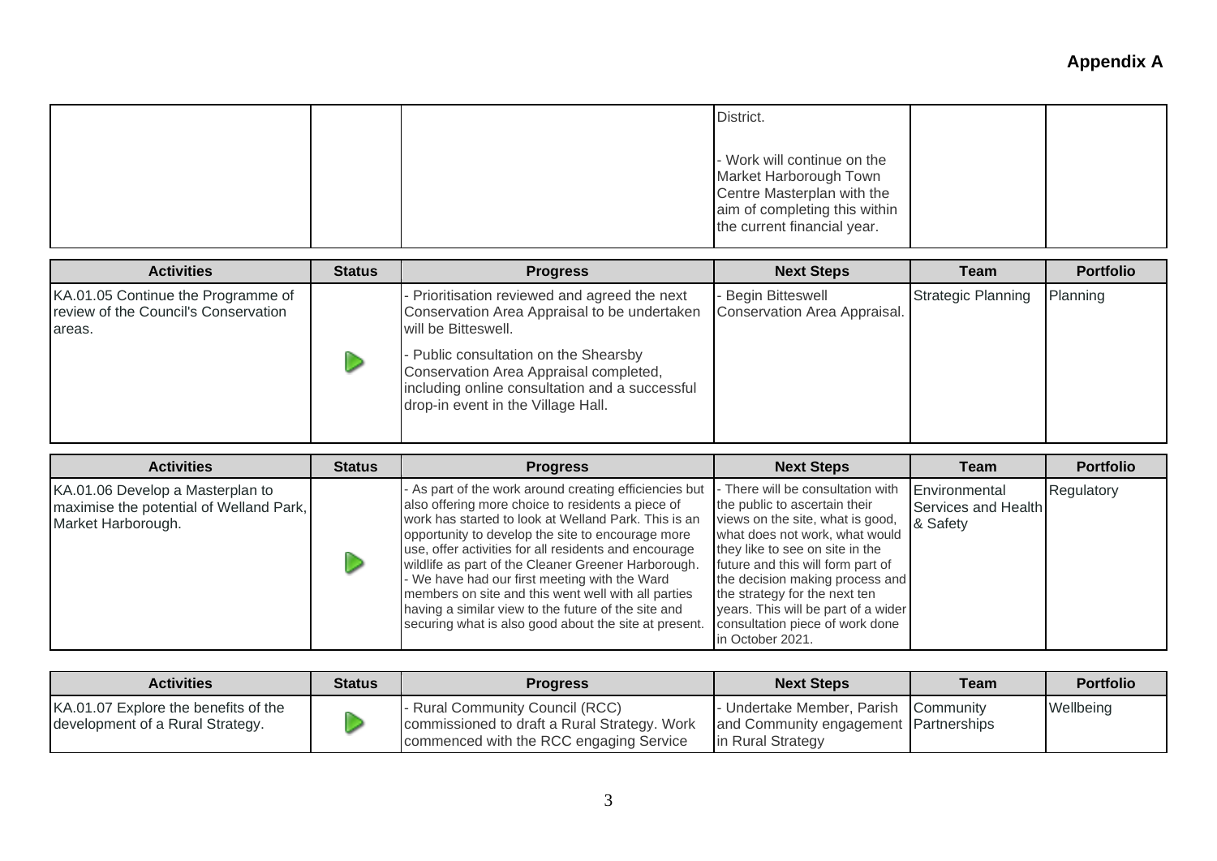**Appendix A**

| | | | | | |
|---|---|---|---|---|---|
| | | | District.<br><br>- Work will continue on the Market Harborough Town Centre Masterplan with the aim of completing this within the current financial year. | | |

| Activities | Status | Progress | Next Steps | Team | Portfolio |
|---|---|---|---|---|---|
| KA.01.05 Continue the Programme of review of the Council's Conservation areas. | ▷ | - Prioritisation reviewed and agreed the next Conservation Area Appraisal to be undertaken will be Bitteswell.<br>- Public consultation on the Shearsby Conservation Area Appraisal completed, including online consultation and a successful drop-in event in the Village Hall. | - Begin Bitteswell Conservation Area Appraisal. | Strategic Planning | Planning |

| Activities | Status | Progress | Next Steps | Team | Portfolio |
|---|---|---|---|---|---|
| KA.01.06 Develop a Masterplan to maximise the potential of Welland Park, Market Harborough. | ▷ | - As part of the work around creating efficiencies but also offering more choice to residents a piece of work has started to look at Welland Park. This is an opportunity to develop the site to encourage more use, offer activities for all residents and encourage wildlife as part of the Cleaner Greener Harborough.<br>- We have had our first meeting with the Ward members on site and this went well with all parties having a similar view to the future of the site and securing what is also good about the site at present. | - There will be consultation with the public to ascertain their views on the site, what is good, what does not work, what would they like to see on site in the future and this will form part of the decision making process and the strategy for the next ten years. This will be part of a wider consultation piece of work done in October 2021. | Environmental Services and Health & Safety | Regulatory |

| Activities | Status | Progress | Next Steps | Team | Portfolio |
|---|---|---|---|---|---|
| KA.01.07 Explore the benefits of the development of a Rural Strategy. | ▷ | - Rural Community Council (RCC) commissioned to draft a Rural Strategy. Work commenced with the RCC engaging Service | - Undertake Member, Parish and Community engagement in Rural Strategy | Community Partnerships | Wellbeing |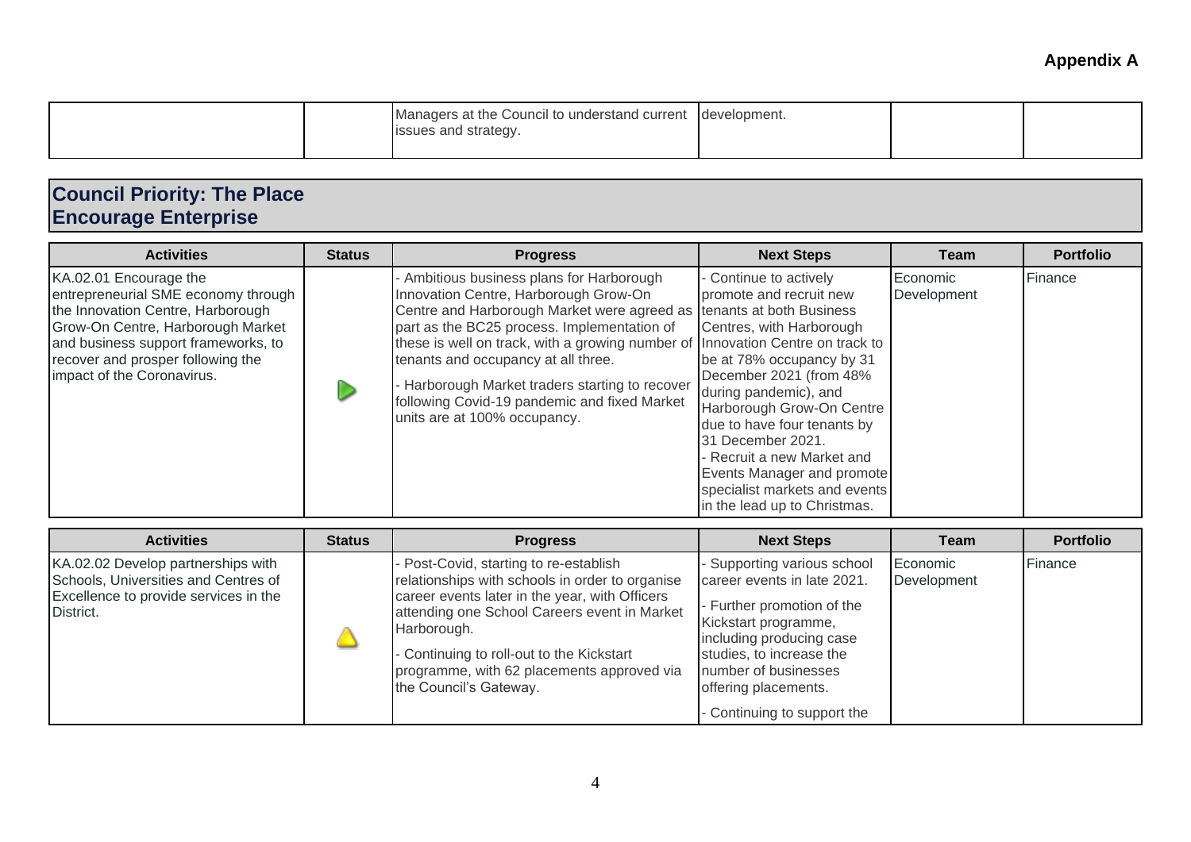**Appendix A**

| | | | | | |
|---|---|---|---|---|---|
| | | Managers at the Council to understand current issues and strategy. | development. | | |

## Council Priority: The Place
## Encourage Enterprise

| Activities | Status | Progress | Next Steps | Team | Portfolio |
|---|---|---|---|---|---|
| KA.02.01 Encourage the entrepreneurial SME economy through the Innovation Centre, Harborough Grow-On Centre, Harborough Market and business support frameworks, to recover and prosper following the impact of the Coronavirus. | | - Ambitious business plans for Harborough Innovation Centre, Harborough Grow-On Centre and Harborough Market were agreed as part as the BC25 process. Implementation of these is well on track, with a growing number of tenants and occupancy at all three.<br>- Harborough Market traders starting to recover following Covid-19 pandemic and fixed Market units are at 100% occupancy. | - Continue to actively promote and recruit new tenants at both Business Centres, with Harborough Innovation Centre on track to be at 78% occupancy by 31 December 2021 (from 48% during pandemic), and Harborough Grow-On Centre due to have four tenants by 31 December 2021.<br>- Recruit a new Market and Events Manager and promote specialist markets and events in the lead up to Christmas. | Economic Development | Finance |

| Activities | Status | Progress | Next Steps | Team | Portfolio |
|---|---|---|---|---|---|
| KA.02.02 Develop partnerships with Schools, Universities and Centres of Excellence to provide services in the District. | | - Post-Covid, starting to re-establish relationships with schools in order to organise career events later in the year, with Officers attending one School Careers event in Market Harborough.<br>- Continuing to roll-out to the Kickstart programme, with 62 placements approved via the Council's Gateway. | - Supporting various school career events in late 2021.<br>- Further promotion of the Kickstart programme, including producing case studies, to increase the number of businesses offering placements.<br>- Continuing to support the | Economic Development | Finance |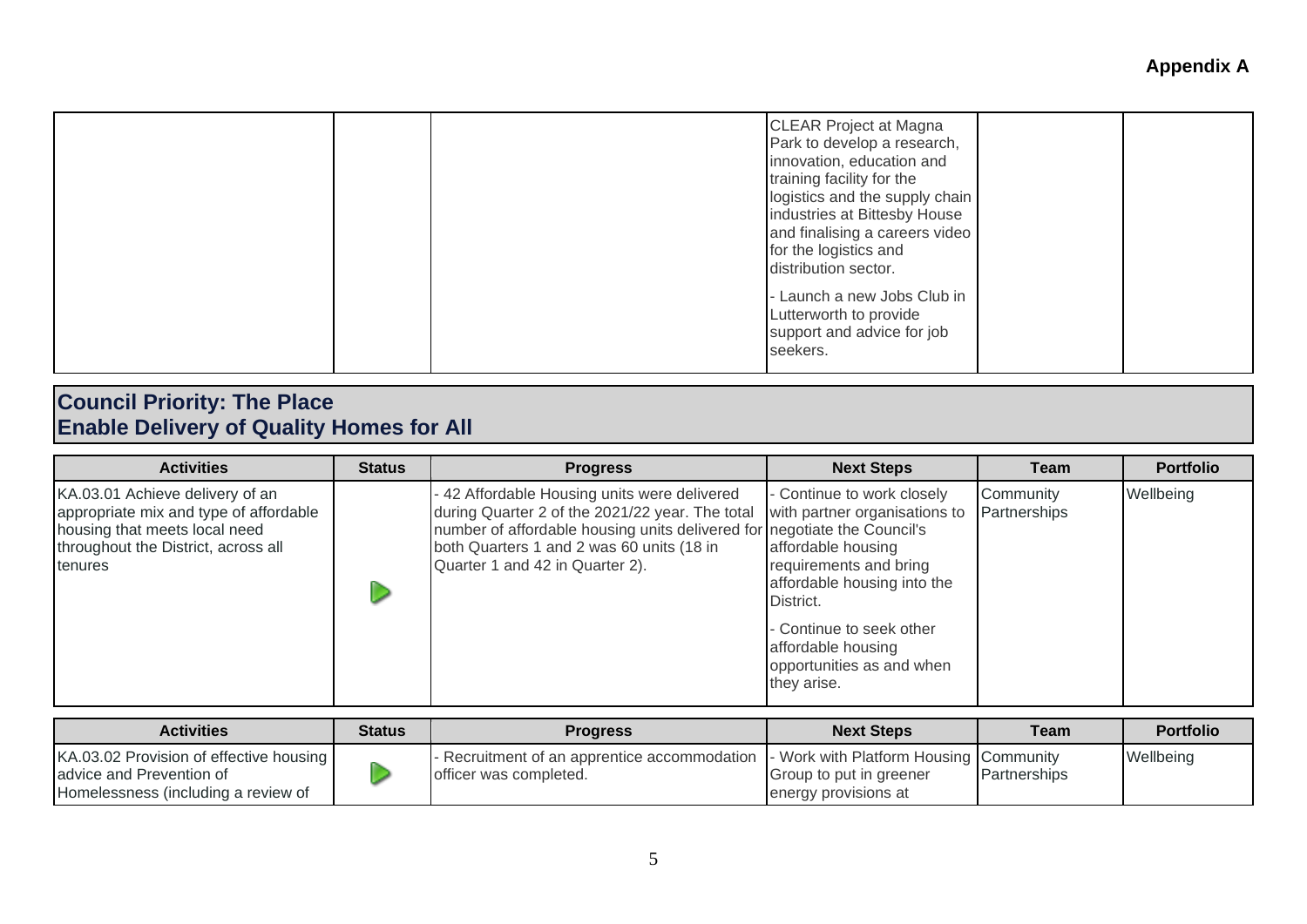**Appendix A**

| | | | | | |
|---|---|---|---|---|---|
| | | | CLEAR Project at Magna Park to develop a research, innovation, education and training facility for the logistics and the supply chain industries at Bittesby House and finalising a careers video for the logistics and distribution sector.<br><br>- Launch a new Jobs Club in Lutterworth to provide support and advice for job seekers. | | |

## Council Priority: The Place
## Enable Delivery of Quality Homes for All

| Activities | Status | Progress | Next Steps | Team | Portfolio |
|---|---|---|---|---|---|
| KA.03.01 Achieve delivery of an appropriate mix and type of affordable housing that meets local need throughout the District, across all tenures | ▶ | - 42 Affordable Housing units were delivered during Quarter 2 of the 2021/22 year. The total number of affordable housing units delivered for both Quarters 1 and 2 was 60 units (18 in Quarter 1 and 42 in Quarter 2). | - Continue to work closely with partner organisations to negotiate the Council's affordable housing requirements and bring affordable housing into the District.<br><br>- Continue to seek other affordable housing opportunities as and when they arise. | Community Partnerships | Wellbeing |

| Activities | Status | Progress | Next Steps | Team | Portfolio |
|---|---|---|---|---|---|
| KA.03.02 Provision of effective housing advice and Prevention of Homelessness (including a review of | ▶ | - Recruitment of an apprentice accommodation officer was completed. | - Work with Platform Housing Group to put in greener energy provisions at | Community Partnerships | Wellbeing |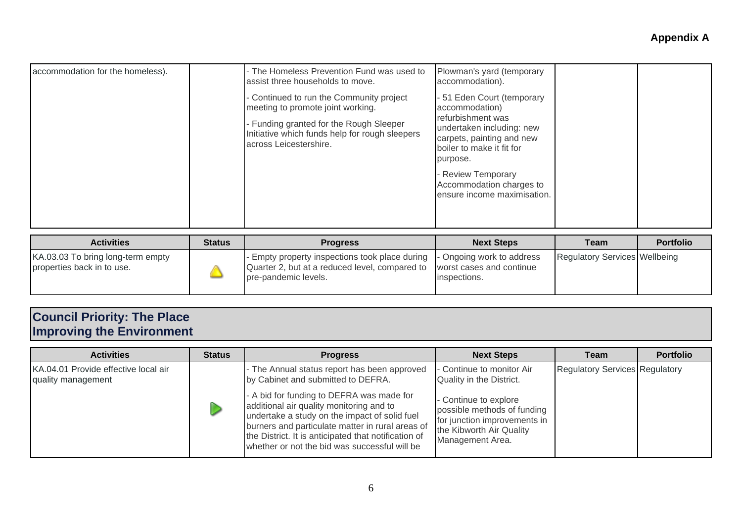**Appendix A**

| | | | | | |
|---|---|---|---|---|---|
| accommodation for the homeless). | | - The Homeless Prevention Fund was used to assist three households to move.<br>- Continued to run the Community project meeting to promote joint working.<br>- Funding granted for the Rough Sleeper Initiative which funds help for rough sleepers across Leicestershire. | Plowman's yard (temporary accommodation).<br>- 51 Eden Court (temporary accommodation) refurbishment was undertaken including: new carpets, painting and new boiler to make it fit for purpose.<br>- Review Temporary Accommodation charges to ensure income maximisation. | | |

| Activities | Status | Progress | Next Steps | Team | Portfolio |
|---|---|---|---|---|---|
| KA.03.03 To bring long-term empty properties back in to use. | Amber (warning triangle) | - Empty property inspections took place during Quarter 2, but at a reduced level, compared to pre-pandemic levels. | - Ongoing work to address worst cases and continue inspections. | Regulatory Services | Wellbeing |

## Council Priority: The Place
## Improving the Environment

| Activities | Status | Progress | Next Steps | Team | Portfolio |
|---|---|---|---|---|---|
| KA.04.01 Provide effective local air quality management | Green (on track) | - The Annual status report has been approved by Cabinet and submitted to DEFRA.<br>- A bid for funding to DEFRA was made for additional air quality monitoring and to undertake a study on the impact of solid fuel burners and particulate matter in rural areas of the District. It is anticipated that notification of whether or not the bid was successful will be | - Continue to monitor Air Quality in the District.<br>- Continue to explore possible methods of funding for junction improvements in the Kibworth Air Quality Management Area. | Regulatory Services | Regulatory |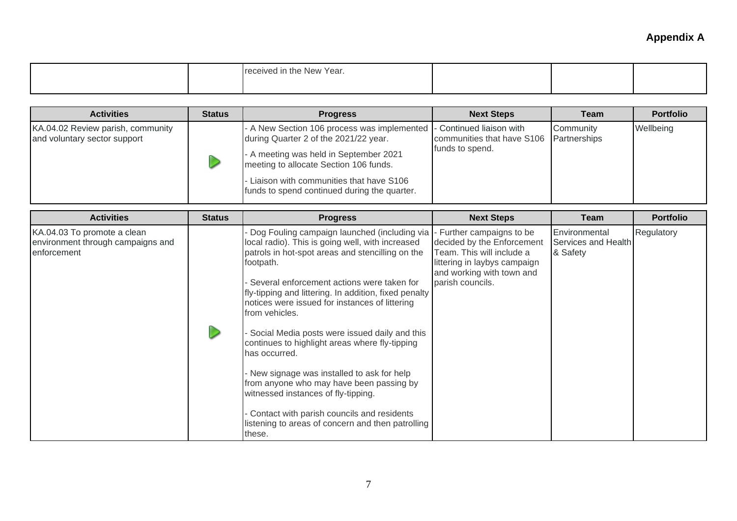**Appendix A**

| | | | | | |
|---|---|---|---|---|---|
| | | received in the New Year. | | | |

| Activities | Status | Progress | Next Steps | Team | Portfolio |
|---|---|---|---|---|---|
| KA.04.02 Review parish, community and voluntary sector support | ▷ | - A New Section 106 process was implemented during Quarter 2 of the 2021/22 year.<br>- A meeting was held in September 2021 meeting to allocate Section 106 funds.<br>- Liaison with communities that have S106 funds to spend continued during the quarter. | - Continued liaison with communities that have S106 funds to spend. | Community Partnerships | Wellbeing |

| Activities | Status | Progress | Next Steps | Team | Portfolio |
|---|---|---|---|---|---|
| KA.04.03 To promote a clean environment through campaigns and enforcement | ▷ | - Dog Fouling campaign launched (including via local radio). This is going well, with increased patrols in hot-spot areas and stencilling on the footpath.<br>- Several enforcement actions were taken for fly-tipping and littering. In addition, fixed penalty notices were issued for instances of littering from vehicles.<br>- Social Media posts were issued daily and this continues to highlight areas where fly-tipping has occurred.<br>- New signage was installed to ask for help from anyone who may have been passing by witnessed instances of fly-tipping.<br>- Contact with parish councils and residents listening to areas of concern and then patrolling these. | - Further campaigns to be decided by the Enforcement Team. This will include a littering in laybys campaign and working with town and parish councils. | Environmental Services and Health & Safety | Regulatory |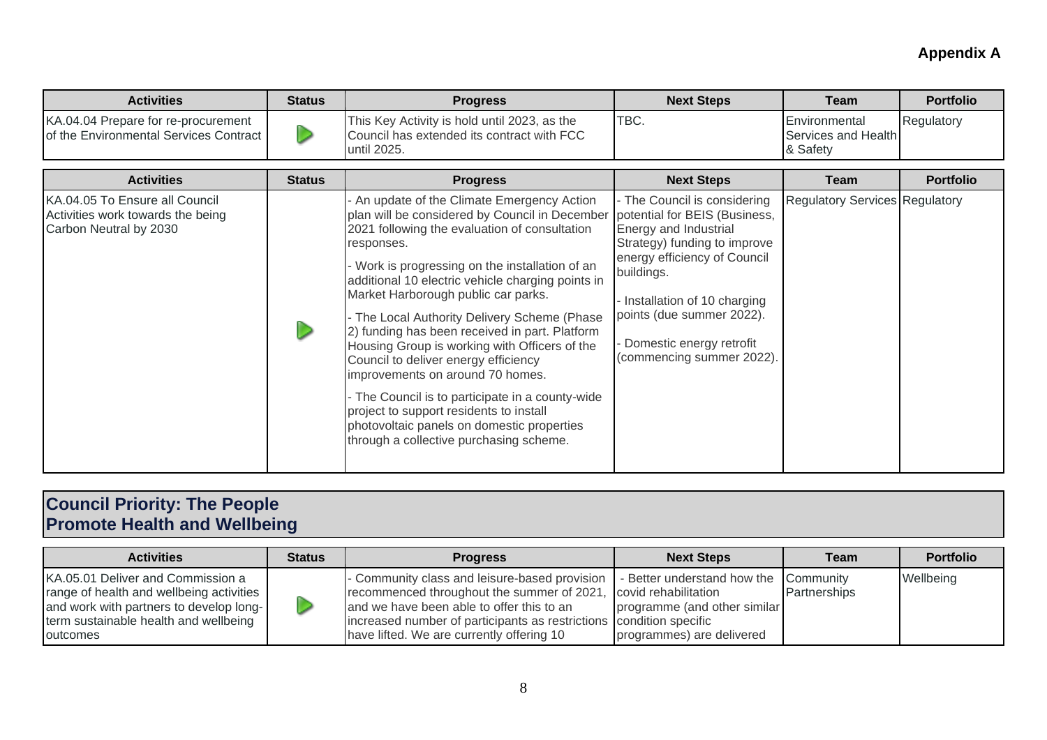**Appendix A**

| Activities | Status | Progress | Next Steps | Team | Portfolio |
|---|---|---|---|---|---|
| KA.04.04 Prepare for re-procurement of the Environmental Services Contract | ▶ | This Key Activity is hold until 2023, as the Council has extended its contract with FCC until 2025. | TBC. | Environmental Services and Health & Safety | Regulatory |

| Activities | Status | Progress | Next Steps | Team | Portfolio |
|---|---|---|---|---|---|
| KA.04.05 To Ensure all Council Activities work towards the being Carbon Neutral by 2030 | ▶ | - An update of the Climate Emergency Action plan will be considered by Council in December 2021 following the evaluation of consultation responses.<br>- Work is progressing on the installation of an additional 10 electric vehicle charging points in Market Harborough public car parks.<br>- The Local Authority Delivery Scheme (Phase 2) funding has been received in part. Platform Housing Group is working with Officers of the Council to deliver energy efficiency improvements on around 70 homes.<br>- The Council is to participate in a county-wide project to support residents to install photovoltaic panels on domestic properties through a collective purchasing scheme. | - The Council is considering potential for BEIS (Business, Energy and Industrial Strategy) funding to improve energy efficiency of Council buildings.<br>- Installation of 10 charging points (due summer 2022).<br>- Domestic energy retrofit (commencing summer 2022). | Regulatory Services | Regulatory |

## Council Priority: The People
## Promote Health and Wellbeing

| Activities | Status | Progress | Next Steps | Team | Portfolio |
|---|---|---|---|---|---|
| KA.05.01 Deliver and Commission a range of health and wellbeing activities and work with partners to develop long-term sustainable health and wellbeing outcomes | ▶ | - Community class and leisure-based provision recommenced throughout the summer of 2021, and we have been able to offer this to an increased number of participants as restrictions have lifted. We are currently offering 10 | - Better understand how the covid rehabilitation programme (and other similar condition specific programmes) are delivered | Community Partnerships | Wellbeing |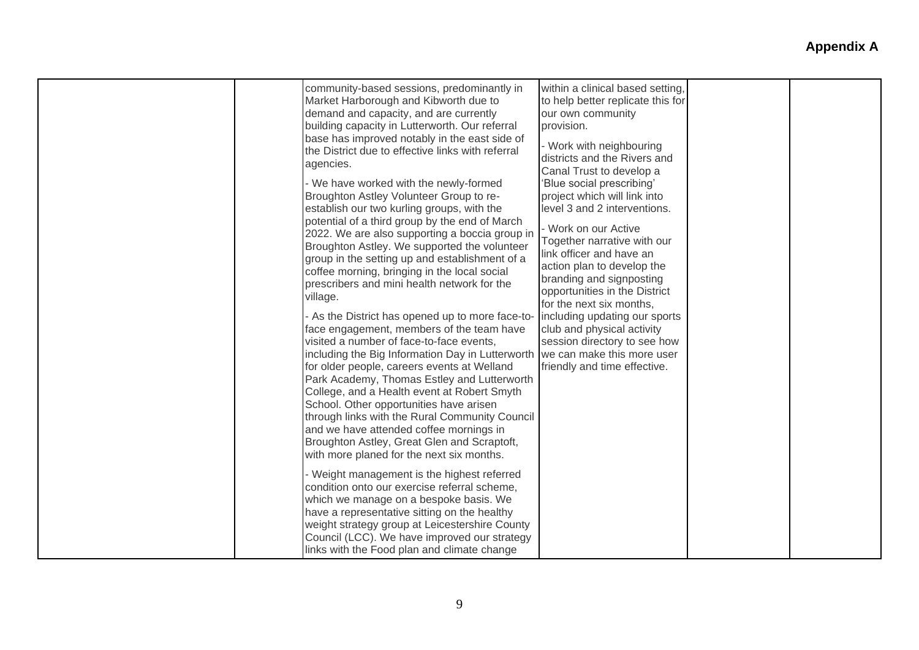**Appendix A**

| | | | | | |
|---|---|---|---|---|---|
| | | community-based sessions, predominantly in Market Harborough and Kibworth due to demand and capacity, and are currently building capacity in Lutterworth. Our referral base has improved notably in the east side of the District due to effective links with referral agencies.<br><br>- We have worked with the newly-formed Broughton Astley Volunteer Group to re-establish our two kurling groups, with the potential of a third group by the end of March 2022. We are also supporting a boccia group in Broughton Astley. We supported the volunteer group in the setting up and establishment of a coffee morning, bringing in the local social prescribers and mini health network for the village.<br><br>- As the District has opened up to more face-to-face engagement, members of the team have visited a number of face-to-face events, including the Big Information Day in Lutterworth for older people, careers events at Welland Park Academy, Thomas Estley and Lutterworth College, and a Health event at Robert Smyth School. Other opportunities have arisen through links with the Rural Community Council and we have attended coffee mornings in Broughton Astley, Great Glen and Scraptoft, with more planed for the next six months.<br><br>- Weight management is the highest referred condition onto our exercise referral scheme, which we manage on a bespoke basis. We have a representative sitting on the healthy weight strategy group at Leicestershire County Council (LCC). We have improved our strategy links with the Food plan and climate change | within a clinical based setting, to help better replicate this for our own community provision.<br><br>- Work with neighbouring districts and the Rivers and Canal Trust to develop a 'Blue social prescribing' project which will link into level 3 and 2 interventions.<br><br>- Work on our Active Together narrative with our link officer and have an action plan to develop the branding and signposting opportunities in the District for the next six months, including updating our sports club and physical activity session directory to see how we can make this more user friendly and time effective. | | |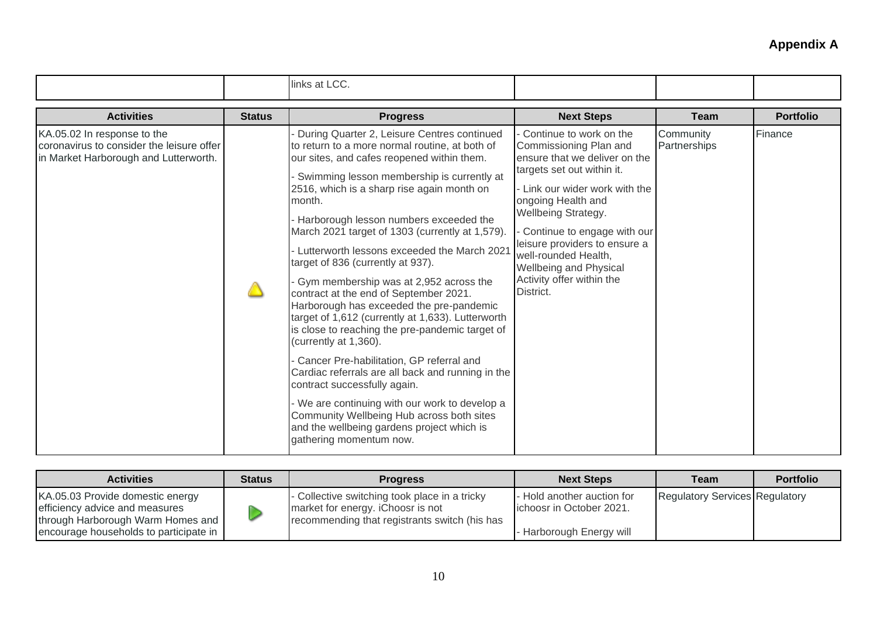**Appendix A**

| | | links at LCC. | | | |
|---|---|---|---|---|---|

| Activities | Status | Progress | Next Steps | Team | Portfolio |
|---|---|---|---|---|---|
| KA.05.02 In response to the coronavirus to consider the leisure offer in Market Harborough and Lutterworth. | △ | - During Quarter 2, Leisure Centres continued to return to a more normal routine, at both of our sites, and cafes reopened within them.<br>- Swimming lesson membership is currently at 2516, which is a sharp rise again month on month.<br>- Harborough lesson numbers exceeded the March 2021 target of 1303 (currently at 1,579).<br>- Lutterworth lessons exceeded the March 2021 target of 836 (currently at 937).<br>- Gym membership was at 2,952 across the contract at the end of September 2021. Harborough has exceeded the pre-pandemic target of 1,612 (currently at 1,633). Lutterworth is close to reaching the pre-pandemic target of (currently at 1,360).<br>- Cancer Pre-habilitation, GP referral and Cardiac referrals are all back and running in the contract successfully again.<br>- We are continuing with our work to develop a Community Wellbeing Hub across both sites and the wellbeing gardens project which is gathering momentum now. | - Continue to work on the Commissioning Plan and ensure that we deliver on the targets set out within it.<br>- Link our wider work with the ongoing Health and Wellbeing Strategy.<br>- Continue to engage with our leisure providers to ensure a well-rounded Health, Wellbeing and Physical Activity offer within the District. | Community Partnerships | Finance |

| Activities | Status | Progress | Next Steps | Team | Portfolio |
|---|---|---|---|---|---|
| KA.05.03 Provide domestic energy efficiency advice and measures through Harborough Warm Homes and encourage households to participate in | ▷ | - Collective switching took place in a tricky market for energy. iChoosr is not recommending that registrants switch (his has | - Hold another auction for ichoosr in October 2021.<br>- Harborough Energy will | Regulatory Services | Regulatory |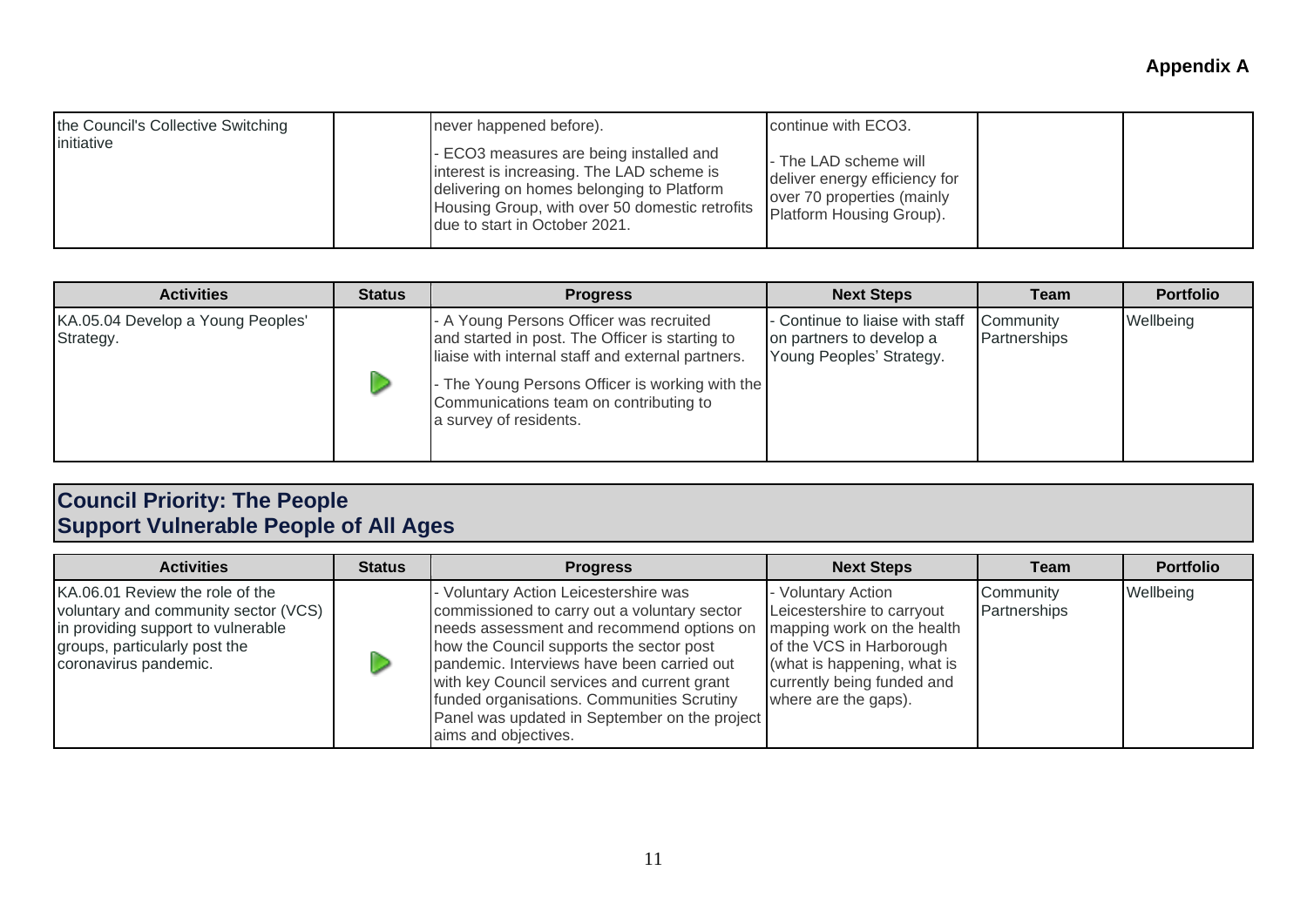| | | | | | |
|---|---|---|---|---|---|
| the Council's Collective Switching initiative | | never happened before).<br><br>- ECO3 measures are being installed and interest is increasing. The LAD scheme is delivering on homes belonging to Platform Housing Group, with over 50 domestic retrofits due to start in October 2021. | continue with ECO3.<br><br>- The LAD scheme will deliver energy efficiency for over 70 properties (mainly Platform Housing Group). | | |

| Activities | Status | Progress | Next Steps | Team | Portfolio |
|---|---|---|---|---|---|
| KA.05.04 Develop a Young Peoples' Strategy. | ▶ | - A Young Persons Officer was recruited and started in post. The Officer is starting to liaise with internal staff and external partners.<br><br>- The Young Persons Officer is working with the Communications team on contributing to a survey of residents. | - Continue to liaise with staff on partners to develop a Young Peoples' Strategy. | Community Partnerships | Wellbeing |

## Council Priority: The People
## Support Vulnerable People of All Ages

| Activities | Status | Progress | Next Steps | Team | Portfolio |
|---|---|---|---|---|---|
| KA.06.01 Review the role of the voluntary and community sector (VCS) in providing support to vulnerable groups, particularly post the coronavirus pandemic. | ▶ | - Voluntary Action Leicestershire was commissioned to carry out a voluntary sector needs assessment and recommend options on how the Council supports the sector post pandemic. Interviews have been carried out with key Council services and current grant funded organisations. Communities Scrutiny Panel was updated in September on the project aims and objectives. | - Voluntary Action Leicestershire to carryout mapping work on the health of the VCS in Harborough (what is happening, what is currently being funded and where are the gaps). | Community Partnerships | Wellbeing |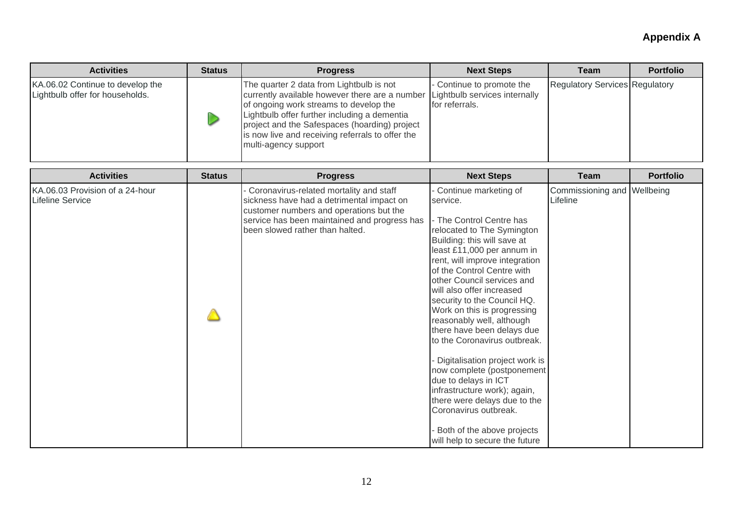**Appendix A**

| Activities | Status | Progress | Next Steps | Team | Portfolio |
|---|---|---|---|---|---|
| KA.06.02 Continue to develop the Lightbulb offer for households. | ▶ | The quarter 2 data from Lightbulb is not currently available however there are a number of ongoing work streams to develop the Lightbulb offer further including a dementia project and the Safespaces (hoarding) project is now live and receiving referrals to offer the multi-agency support | - Continue to promote the Lightbulb services internally for referrals. | Regulatory Services | Regulatory |

| Activities | Status | Progress | Next Steps | Team | Portfolio |
|---|---|---|---|---|---|
| KA.06.03 Provision of a 24-hour Lifeline Service | ⚠ | - Coronavirus-related mortality and staff sickness have had a detrimental impact on customer numbers and operations but the service has been maintained and progress has been slowed rather than halted. | - Continue marketing of service.<br><br>- The Control Centre has relocated to The Symington Building: this will save at least £11,000 per annum in rent, will improve integration of the Control Centre with other Council services and will also offer increased security to the Council HQ. Work on this is progressing reasonably well, although there have been delays due to the Coronavirus outbreak.<br><br>- Digitalisation project work is now complete (postponement due to delays in ICT infrastructure work); again, there were delays due to the Coronavirus outbreak.<br><br>- Both of the above projects will help to secure the future | Commissioning and Lifeline | Wellbeing |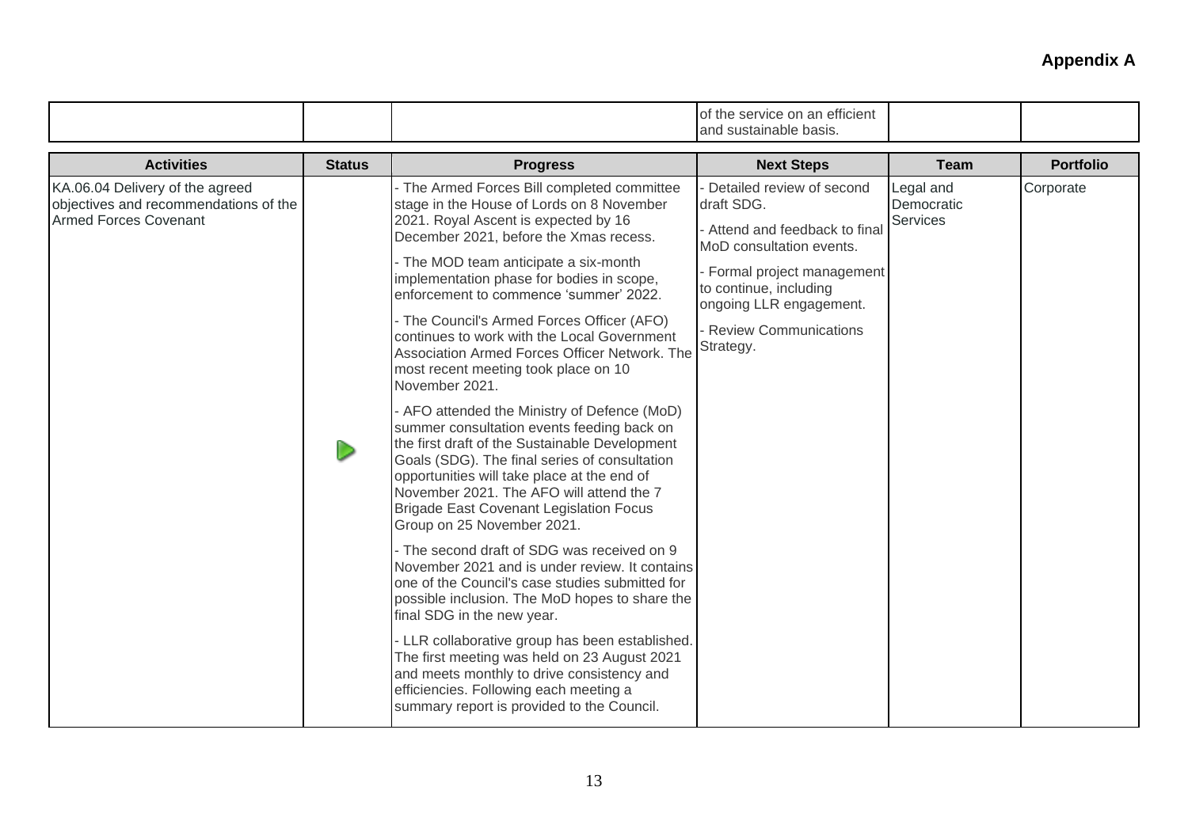**Appendix A**

| | | | of the service on an efficient and sustainable basis. | | |
|---|---|---|---|---|---|

| Activities | Status | Progress | Next Steps | Team | Portfolio |
|---|---|---|---|---|---|
| KA.06.04 Delivery of the agreed objectives and recommendations of the Armed Forces Covenant | ▷ | - The Armed Forces Bill completed committee stage in the House of Lords on 8 November 2021. Royal Ascent is expected by 16 December 2021, before the Xmas recess.<br>- The MOD team anticipate a six-month implementation phase for bodies in scope, enforcement to commence 'summer' 2022.<br>- The Council's Armed Forces Officer (AFO) continues to work with the Local Government Association Armed Forces Officer Network. The most recent meeting took place on 10 November 2021.<br>- AFO attended the Ministry of Defence (MoD) summer consultation events feeding back on the first draft of the Sustainable Development Goals (SDG). The final series of consultation opportunities will take place at the end of November 2021. The AFO will attend the 7 Brigade East Covenant Legislation Focus Group on 25 November 2021.<br>- The second draft of SDG was received on 9 November 2021 and is under review. It contains one of the Council's case studies submitted for possible inclusion. The MoD hopes to share the final SDG in the new year.<br>- LLR collaborative group has been established. The first meeting was held on 23 August 2021 and meets monthly to drive consistency and efficiencies. Following each meeting a summary report is provided to the Council. | - Detailed review of second draft SDG.<br>- Attend and feedback to final MoD consultation events.<br>- Formal project management to continue, including ongoing LLR engagement.<br>- Review Communications Strategy. | Legal and Democratic Services | Corporate |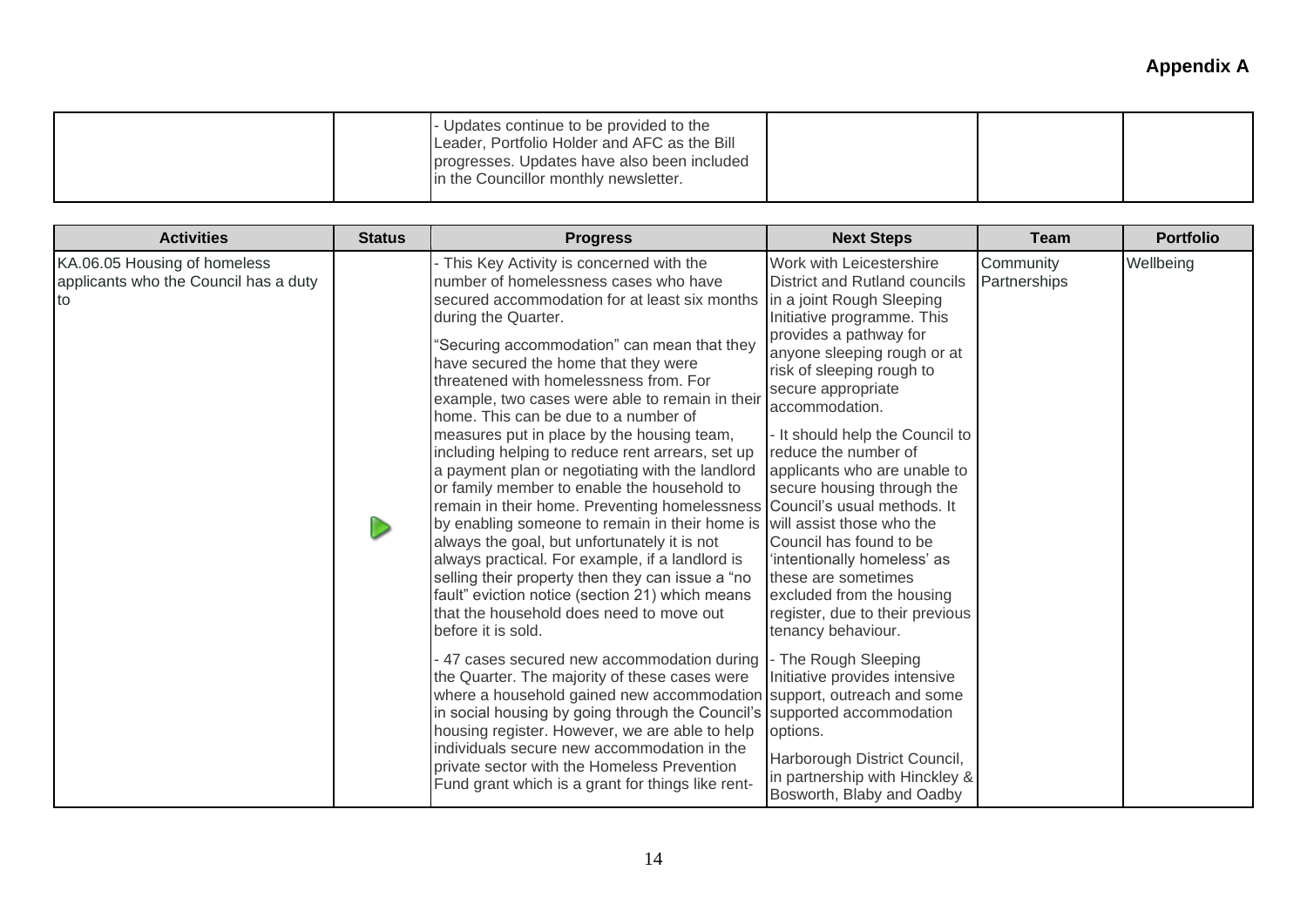**Appendix A**

| | | | | | |
|---|---|---|---|---|---|
| | | - Updates continue to be provided to the Leader, Portfolio Holder and AFC as the Bill progresses. Updates have also been included in the Councillor monthly newsletter. | | | |

| Activities | Status | Progress | Next Steps | Team | Portfolio |
|---|---|---|---|---|---|
| KA.06.05 Housing of homeless applicants who the Council has a duty to | ▶ | - This Key Activity is concerned with the number of homelessness cases who have secured accommodation for at least six months during the Quarter. "Securing accommodation" can mean that they have secured the home that they were threatened with homelessness from. For example, two cases were able to remain in their home. This can be due to a number of measures put in place by the housing team, including helping to reduce rent arrears, set up a payment plan or negotiating with the landlord or family member to enable the household to remain in their home. Preventing homelessness by enabling someone to remain in their home is always the goal, but unfortunately it is not always practical. For example, if a landlord is selling their property then they can issue a "no fault" eviction notice (section 21) which means that the household does need to move out before it is sold. - 47 cases secured new accommodation during the Quarter. The majority of these cases were where a household gained new accommodation in social housing by going through the Council's housing register. However, we are able to help individuals secure new accommodation in the private sector with the Homeless Prevention Fund grant which is a grant for things like rent- | Work with Leicestershire District and Rutland councils in a joint Rough Sleeping Initiative programme. This provides a pathway for anyone sleeping rough or at risk of sleeping rough to secure appropriate accommodation. - It should help the Council to reduce the number of applicants who are unable to secure housing through the Council's usual methods. It will assist those who the Council has found to be 'intentionally homeless' as these are sometimes excluded from the housing register, due to their previous tenancy behaviour. - The Rough Sleeping Initiative provides intensive support, outreach and some supported accommodation options. Harborough District Council, in partnership with Hinckley & Bosworth, Blaby and Oadby | Community Partnerships | Wellbeing |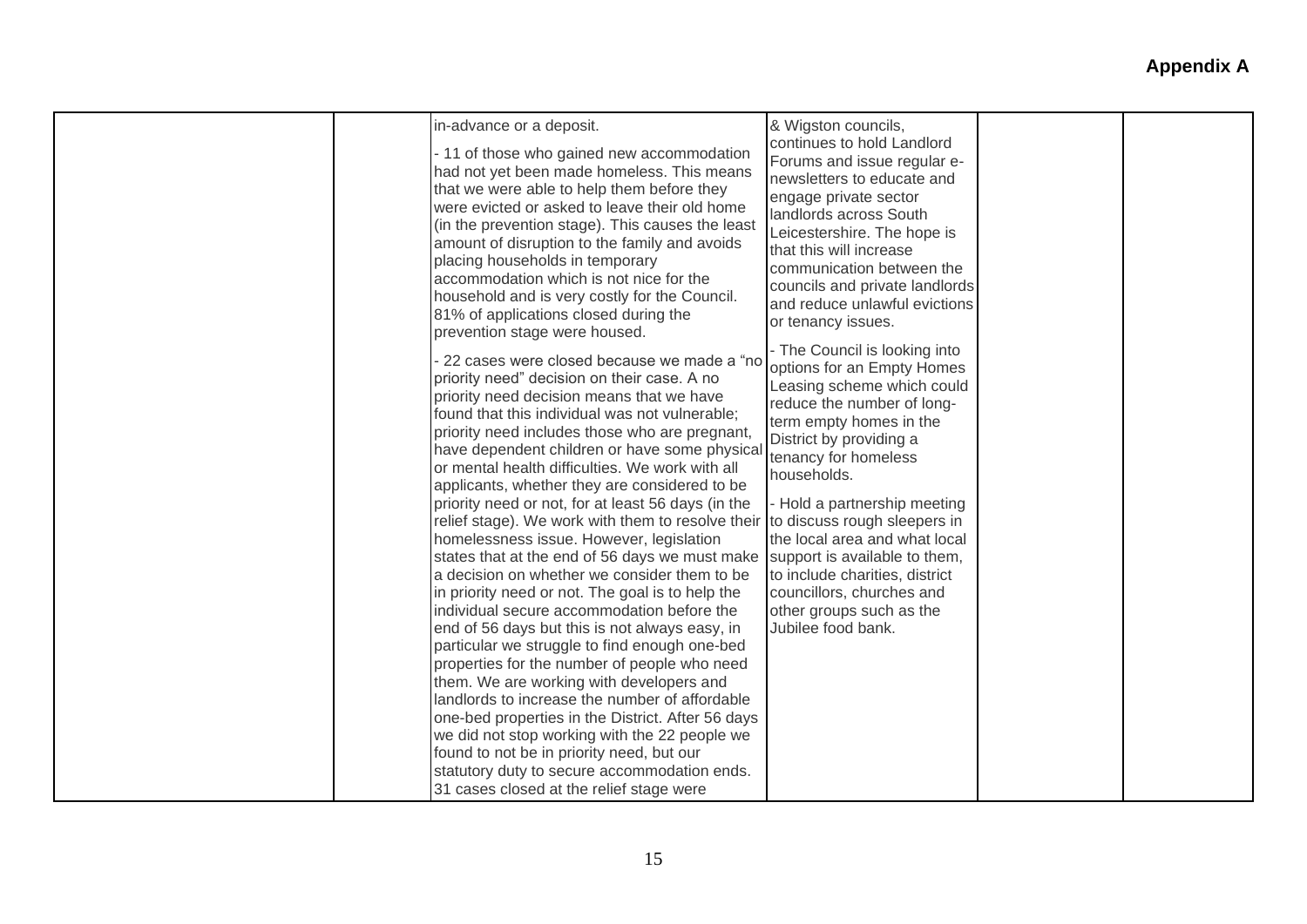**Appendix A**

| | | | | | |
|---|---|---|---|---|---|
| | | in-advance or a deposit.<br><br>- 11 of those who gained new accommodation had not yet been made homeless. This means that we were able to help them before they were evicted or asked to leave their old home (in the prevention stage). This causes the least amount of disruption to the family and avoids placing households in temporary accommodation which is not nice for the household and is very costly for the Council. 81% of applications closed during the prevention stage were housed.<br><br>- 22 cases were closed because we made a "no priority need" decision on their case. A no priority need decision means that we have found that this individual was not vulnerable; priority need includes those who are pregnant, have dependent children or have some physical or mental health difficulties. We work with all applicants, whether they are considered to be priority need or not, for at least 56 days (in the relief stage). We work with them to resolve their homelessness issue. However, legislation states that at the end of 56 days we must make a decision on whether we consider them to be in priority need or not. The goal is to help the individual secure accommodation before the end of 56 days but this is not always easy, in particular we struggle to find enough one-bed properties for the number of people who need them. We are working with developers and landlords to increase the number of affordable one-bed properties in the District. After 56 days we did not stop working with the 22 people we found to not be in priority need, but our statutory duty to secure accommodation ends. 31 cases closed at the relief stage were | & Wigston councils, continues to hold Landlord Forums and issue regular e-newsletters to educate and engage private sector landlords across South Leicestershire. The hope is that this will increase communication between the councils and private landlords and reduce unlawful evictions or tenancy issues.<br><br>- The Council is looking into options for an Empty Homes Leasing scheme which could reduce the number of long-term empty homes in the District by providing a tenancy for homeless households.<br><br>- Hold a partnership meeting to discuss rough sleepers in the local area and what local support is available to them, to include charities, district councillors, churches and other groups such as the Jubilee food bank. | | |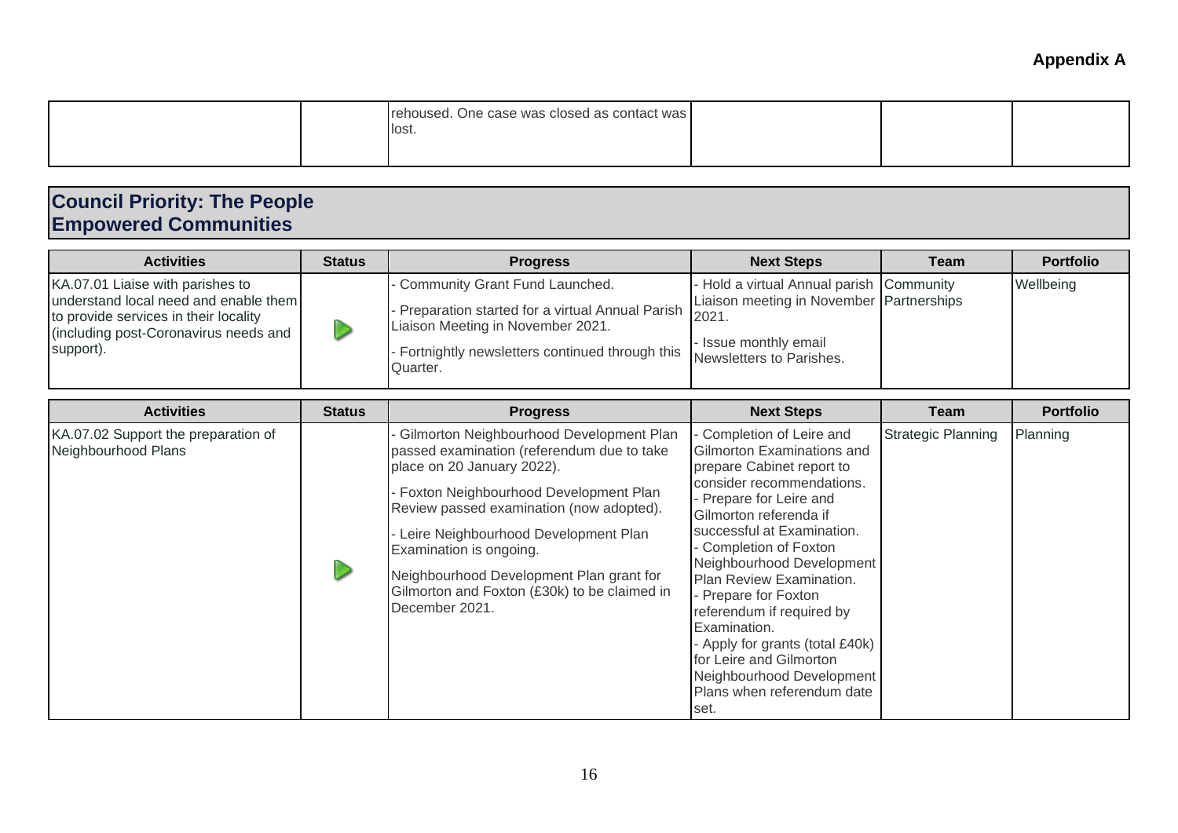**Appendix A**

| | | | | | |
|---|---|---|---|---|---|
| | | rehoused. One case was closed as contact was lost. | | | |

## Council Priority: The People
## Empowered Communities

| Activities | Status | Progress | Next Steps | Team | Portfolio |
|---|---|---|---|---|---|
| KA.07.01 Liaise with parishes to understand local need and enable them to provide services in their locality (including post-Coronavirus needs and support). | | - Community Grant Fund Launched.<br>- Preparation started for a virtual Annual Parish Liaison Meeting in November 2021.<br>- Fortnightly newsletters continued through this Quarter. | - Hold a virtual Annual parish Liaison meeting in November 2021.<br>- Issue monthly email Newsletters to Parishes. | Community Partnerships | Wellbeing |

| Activities | Status | Progress | Next Steps | Team | Portfolio |
|---|---|---|---|---|---|
| KA.07.02 Support the preparation of Neighbourhood Plans | | - Gilmorton Neighbourhood Development Plan passed examination (referendum due to take place on 20 January 2022).<br>- Foxton Neighbourhood Development Plan Review passed examination (now adopted).<br>- Leire Neighbourhood Development Plan Examination is ongoing.<br>Neighbourhood Development Plan grant for Gilmorton and Foxton (£30k) to be claimed in December 2021. | - Completion of Leire and Gilmorton Examinations and prepare Cabinet report to consider recommendations.<br>- Prepare for Leire and Gilmorton referenda if successful at Examination.<br>- Completion of Foxton Neighbourhood Development Plan Review Examination.<br>- Prepare for Foxton referendum if required by Examination.<br>- Apply for grants (total £40k) for Leire and Gilmorton Neighbourhood Development Plans when referendum date set. | Strategic Planning | Planning |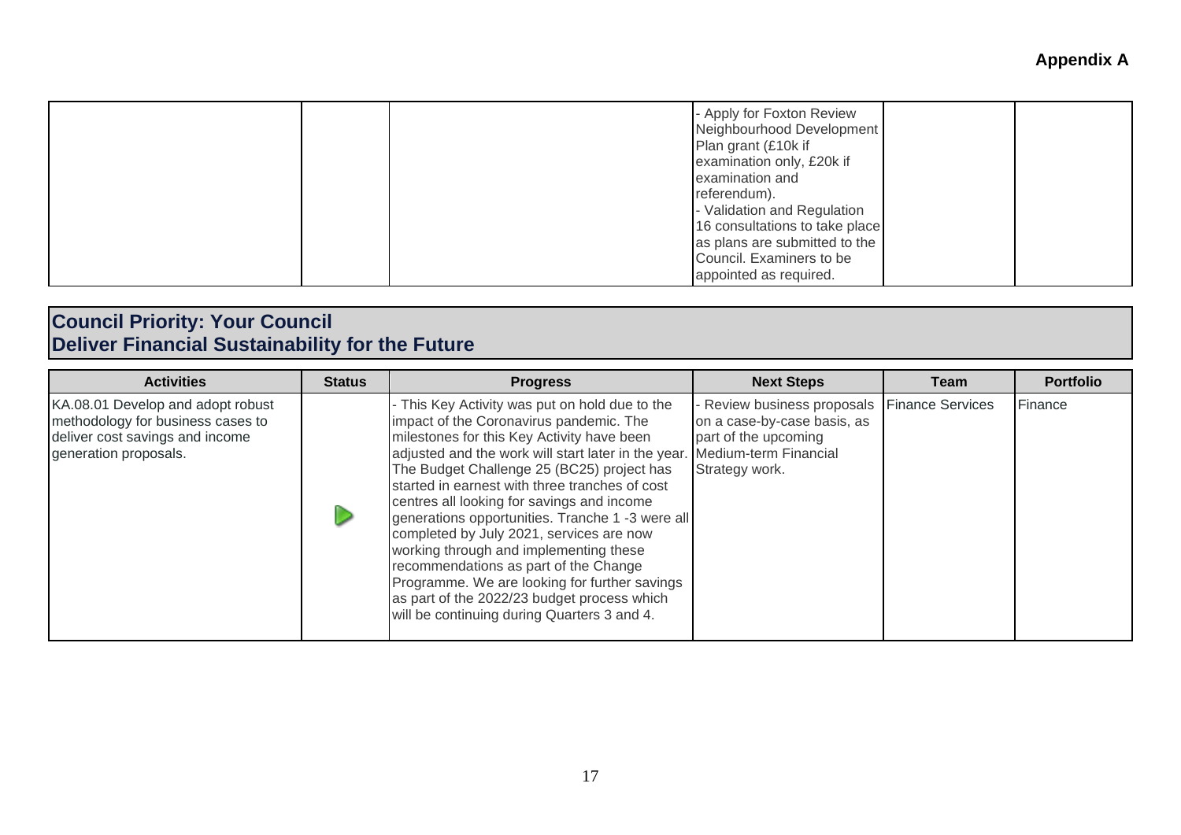**Appendix A**

| | | | | | |
|---|---|---|---|---|---|
| | | | - Apply for Foxton Review Neighbourhood Development Plan grant (£10k if examination only, £20k if examination and referendum).<br>- Validation and Regulation 16 consultations to take place as plans are submitted to the Council. Examiners to be appointed as required. | | |

## Council Priority: Your Council
## Deliver Financial Sustainability for the Future

| Activities | Status | Progress | Next Steps | Team | Portfolio |
|---|---|---|---|---|---|
| KA.08.01 Develop and adopt robust methodology for business cases to deliver cost savings and income generation proposals. | | - This Key Activity was put on hold due to the impact of the Coronavirus pandemic. The milestones for this Key Activity have been adjusted and the work will start later in the year. The Budget Challenge 25 (BC25) project has started in earnest with three tranches of cost centres all looking for savings and income generations opportunities. Tranche 1 -3 were all completed by July 2021, services are now working through and implementing these recommendations as part of the Change Programme. We are looking for further savings as part of the 2022/23 budget process which will be continuing during Quarters 3 and 4. | - Review business proposals on a case-by-case basis, as part of the upcoming Medium-term Financial Strategy work. | Finance Services | Finance |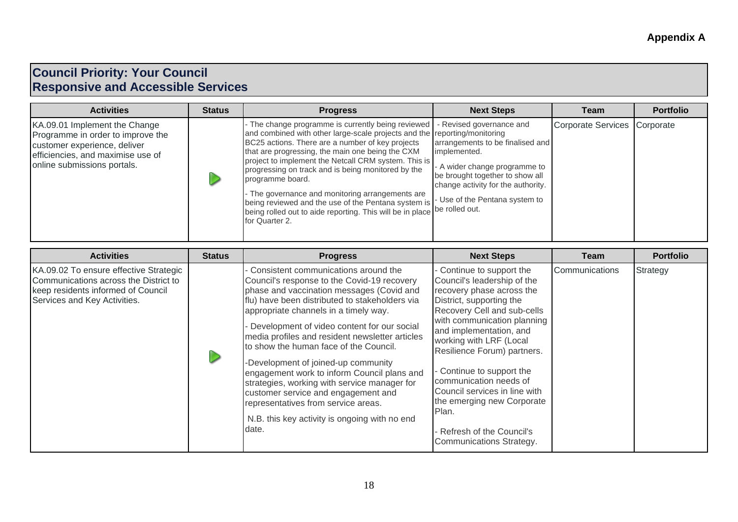**Appendix A**

## Council Priority: Your Council
## Responsive and Accessible Services

| Activities | Status | Progress | Next Steps | Team | Portfolio |
|---|---|---|---|---|---|
| KA.09.01 Implement the Change Programme in order to improve the customer experience, deliver efficiencies, and maximise use of online submissions portals. | ▷ | - The change programme is currently being reviewed and combined with other large-scale projects and the BC25 actions. There are a number of key projects that are progressing, the main one being the CXM project to implement the Netcall CRM system. This is progressing on track and is being monitored by the programme board.<br><br>- The governance and monitoring arrangements are being reviewed and the use of the Pentana system is being rolled out to aide reporting. This will be in place for Quarter 2. | - Revised governance and reporting/monitoring arrangements to be finalised and implemented.<br><br>- A wider change programme to be brought together to show all change activity for the authority.<br><br>- Use of the Pentana system to be rolled out. | Corporate Services | Corporate |

| Activities | Status | Progress | Next Steps | Team | Portfolio |
|---|---|---|---|---|---|
| KA.09.02 To ensure effective Strategic Communications across the District to keep residents informed of Council Services and Key Activities. | ▷ | - Consistent communications around the Council's response to the Covid-19 recovery phase and vaccination messages (Covid and flu) have been distributed to stakeholders via appropriate channels in a timely way.<br><br>- Development of video content for our social media profiles and resident newsletter articles to show the human face of the Council.<br><br>-Development of joined-up community engagement work to inform Council plans and strategies, working with service manager for customer service and engagement and representatives from service areas.<br><br>N.B. this key activity is ongoing with no end date. | - Continue to support the Council's leadership of the recovery phase across the District, supporting the Recovery Cell and sub-cells with communication planning and implementation, and working with LRF (Local Resilience Forum) partners.<br><br>- Continue to support the communication needs of Council services in line with the emerging new Corporate Plan.<br><br>- Refresh of the Council's Communications Strategy. | Communications | Strategy |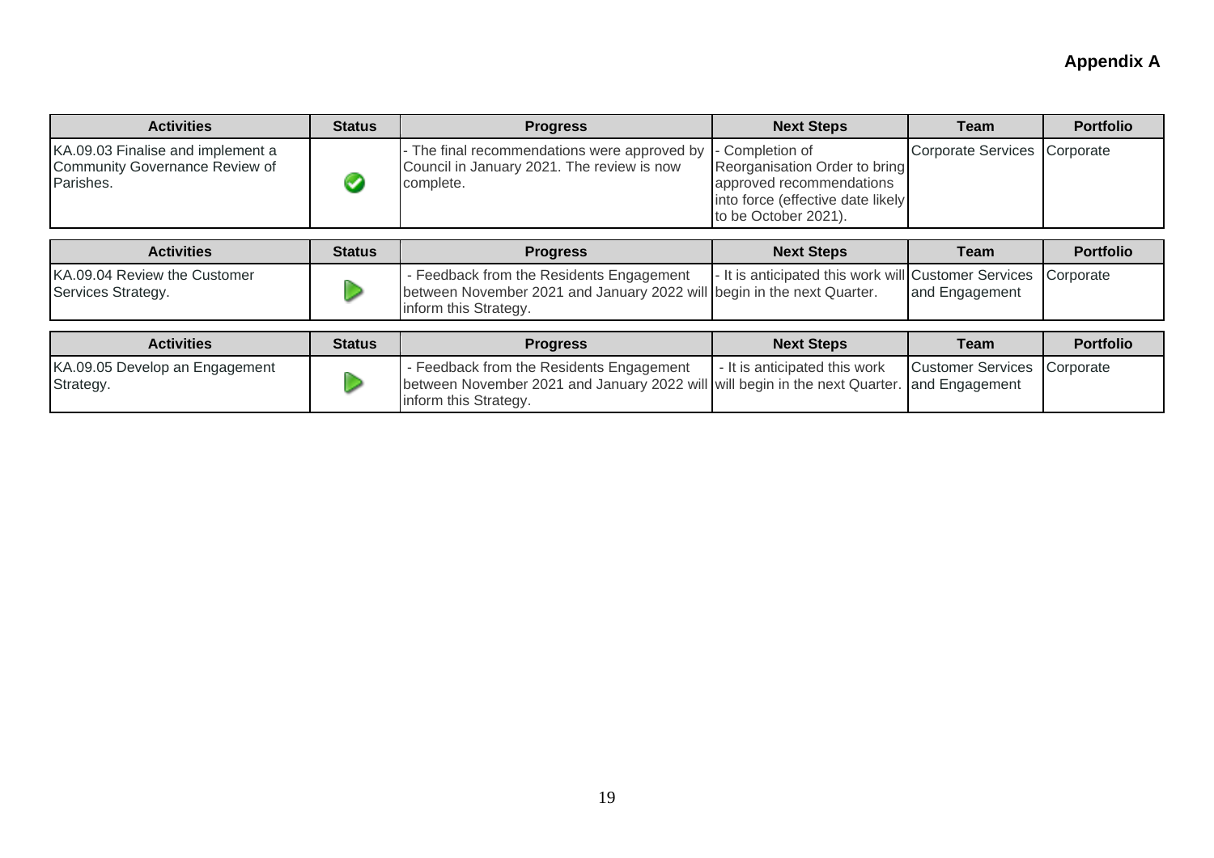**Appendix A**

| Activities | Status | Progress | Next Steps | Team | Portfolio |
|---|---|---|---|---|---|
| KA.09.03 Finalise and implement a Community Governance Review of Parishes. | ✅ | - The final recommendations were approved by Council in January 2021. The review is now complete. | - Completion of Reorganisation Order to bring approved recommendations into force (effective date likely to be October 2021). | Corporate Services | Corporate |

| Activities | Status | Progress | Next Steps | Team | Portfolio |
|---|---|---|---|---|---|
| KA.09.04 Review the Customer Services Strategy. | ▶ | - Feedback from the Residents Engagement between November 2021 and January 2022 will inform this Strategy. | - It is anticipated this work will begin in the next Quarter. | Customer Services and Engagement | Corporate |

| Activities | Status | Progress | Next Steps | Team | Portfolio |
|---|---|---|---|---|---|
| KA.09.05 Develop an Engagement Strategy. | ▶ | - Feedback from the Residents Engagement between November 2021 and January 2022 will inform this Strategy. | - It is anticipated this work will begin in the next Quarter. | Customer Services and Engagement | Corporate |